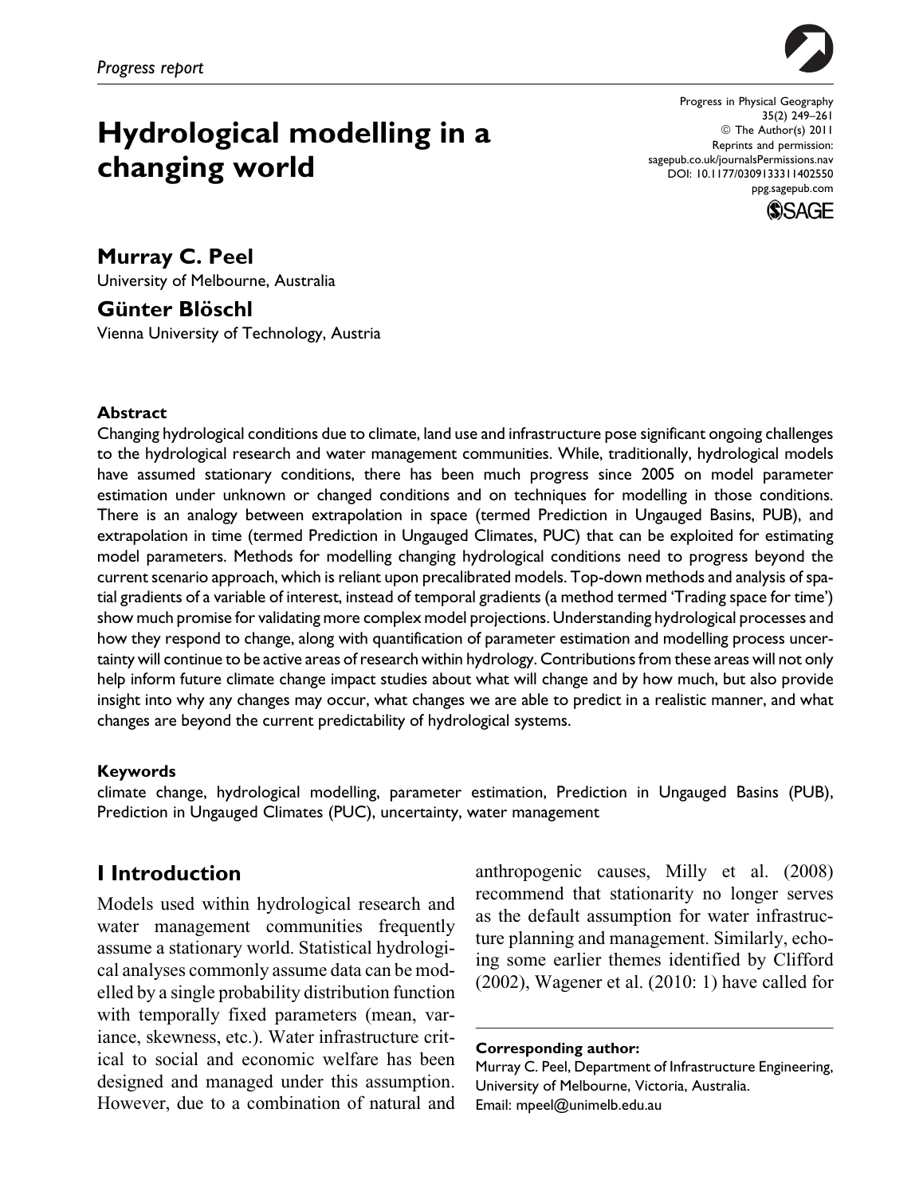*Progress report*

# Hydrological modelling in a changing world

Progress in Physical Geography
35(2) 249–261
© The Author(s) 2011
Reprints and permission:
sagepub.co.uk/journalsPermissions.nav
DOI: 10.1177/0309133311402550
ppg.sagepub.com

**Murray C. Peel**
University of Melbourne, Australia

**Günter Blöschl**
Vienna University of Technology, Austria

### Abstract

Changing hydrological conditions due to climate, land use and infrastructure pose significant ongoing challenges to the hydrological research and water management communities. While, traditionally, hydrological models have assumed stationary conditions, there has been much progress since 2005 on model parameter estimation under unknown or changed conditions and on techniques for modelling in those conditions. There is an analogy between extrapolation in space (termed Prediction in Ungauged Basins, PUB), and extrapolation in time (termed Prediction in Ungauged Climates, PUC) that can be exploited for estimating model parameters. Methods for modelling changing hydrological conditions need to progress beyond the current scenario approach, which is reliant upon precalibrated models. Top-down methods and analysis of spatial gradients of a variable of interest, instead of temporal gradients (a method termed 'Trading space for time') show much promise for validating more complex model projections. Understanding hydrological processes and how they respond to change, along with quantification of parameter estimation and modelling process uncertainty will continue to be active areas of research within hydrology. Contributions from these areas will not only help inform future climate change impact studies about what will change and by how much, but also provide insight into why any changes may occur, what changes we are able to predict in a realistic manner, and what changes are beyond the current predictability of hydrological systems.

### Keywords

climate change, hydrological modelling, parameter estimation, Prediction in Ungauged Basins (PUB), Prediction in Ungauged Climates (PUC), uncertainty, water management

## I Introduction

Models used within hydrological research and water management communities frequently assume a stationary world. Statistical hydrological analyses commonly assume data can be modelled by a single probability distribution function with temporally fixed parameters (mean, variance, skewness, etc.). Water infrastructure critical to social and economic welfare has been designed and managed under this assumption. However, due to a combination of natural and anthropogenic causes, Milly et al. (2008) recommend that stationarity no longer serves as the default assumption for water infrastructure planning and management. Similarly, echoing some earlier themes identified by Clifford (2002), Wagener et al. (2010: 1) have called for

**Corresponding author:**
Murray C. Peel, Department of Infrastructure Engineering, University of Melbourne, Victoria, Australia.
Email: mpeel@unimelb.edu.au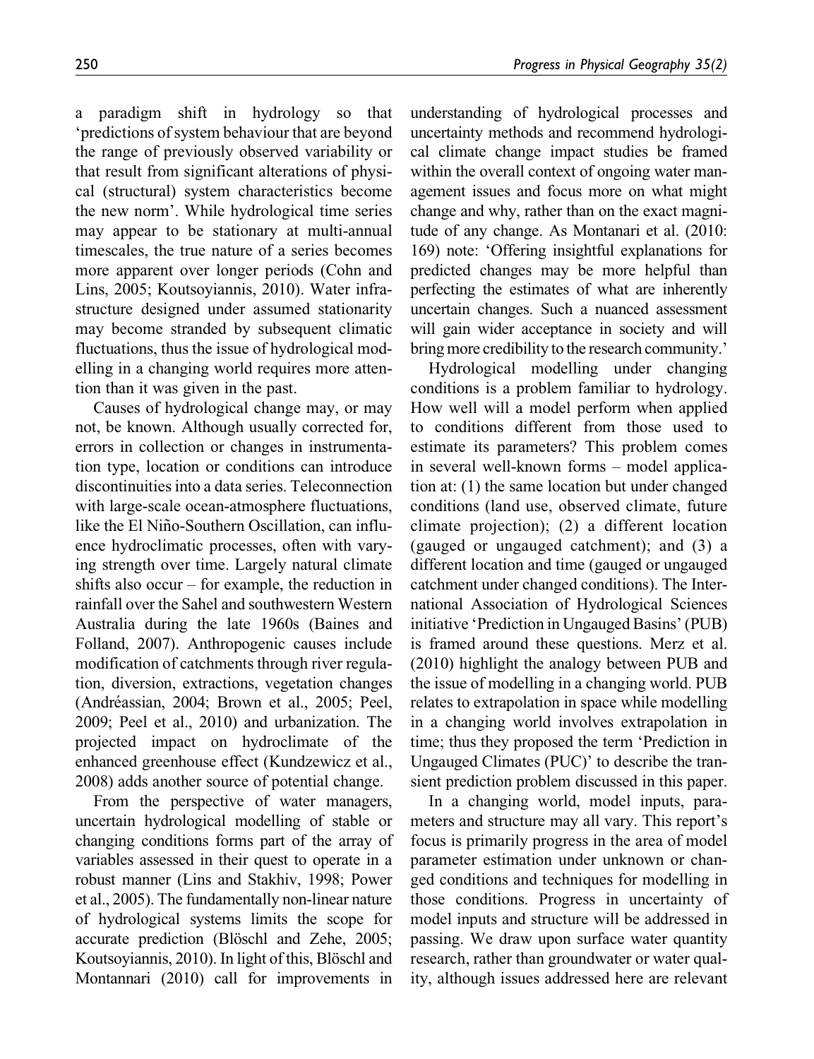a paradigm shift in hydrology so that 'predictions of system behaviour that are beyond the range of previously observed variability or that result from significant alterations of physical (structural) system characteristics become the new norm'. While hydrological time series may appear to be stationary at multi-annual timescales, the true nature of a series becomes more apparent over longer periods (Cohn and Lins, 2005; Koutsoyiannis, 2010). Water infrastructure designed under assumed stationarity may become stranded by subsequent climatic fluctuations, thus the issue of hydrological modelling in a changing world requires more attention than it was given in the past.

Causes of hydrological change may, or may not, be known. Although usually corrected for, errors in collection or changes in instrumentation type, location or conditions can introduce discontinuities into a data series. Teleconnection with large-scale ocean-atmosphere fluctuations, like the El Niño-Southern Oscillation, can influence hydroclimatic processes, often with varying strength over time. Largely natural climate shifts also occur – for example, the reduction in rainfall over the Sahel and southwestern Western Australia during the late 1960s (Baines and Folland, 2007). Anthropogenic causes include modification of catchments through river regulation, diversion, extractions, vegetation changes (Andréassian, 2004; Brown et al., 2005; Peel, 2009; Peel et al., 2010) and urbanization. The projected impact on hydroclimate of the enhanced greenhouse effect (Kundzewicz et al., 2008) adds another source of potential change.

From the perspective of water managers, uncertain hydrological modelling of stable or changing conditions forms part of the array of variables assessed in their quest to operate in a robust manner (Lins and Stakhiv, 1998; Power et al., 2005). The fundamentally non-linear nature of hydrological systems limits the scope for accurate prediction (Blöschl and Zehe, 2005; Koutsoyiannis, 2010). In light of this, Blöschl and Montannari (2010) call for improvements in understanding of hydrological processes and uncertainty methods and recommend hydrological climate change impact studies be framed within the overall context of ongoing water management issues and focus more on what might change and why, rather than on the exact magnitude of any change. As Montanari et al. (2010: 169) note: 'Offering insightful explanations for predicted changes may be more helpful than perfecting the estimates of what are inherently uncertain changes. Such a nuanced assessment will gain wider acceptance in society and will bring more credibility to the research community.'

Hydrological modelling under changing conditions is a problem familiar to hydrology. How well will a model perform when applied to conditions different from those used to estimate its parameters? This problem comes in several well-known forms – model application at: (1) the same location but under changed conditions (land use, observed climate, future climate projection); (2) a different location (gauged or ungauged catchment); and (3) a different location and time (gauged or ungauged catchment under changed conditions). The International Association of Hydrological Sciences initiative 'Prediction in Ungauged Basins' (PUB) is framed around these questions. Merz et al. (2010) highlight the analogy between PUB and the issue of modelling in a changing world. PUB relates to extrapolation in space while modelling in a changing world involves extrapolation in time; thus they proposed the term 'Prediction in Ungauged Climates (PUC)' to describe the transient prediction problem discussed in this paper.

In a changing world, model inputs, parameters and structure may all vary. This report's focus is primarily progress in the area of model parameter estimation under unknown or changed conditions and techniques for modelling in those conditions. Progress in uncertainty of model inputs and structure will be addressed in passing. We draw upon surface water quantity research, rather than groundwater or water quality, although issues addressed here are relevant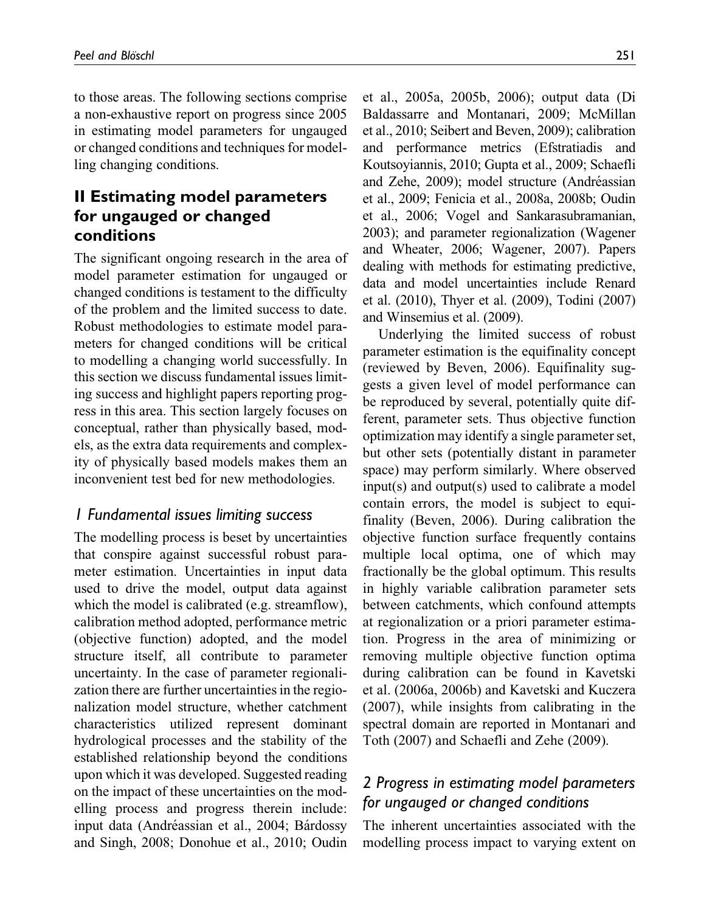to those areas. The following sections comprise a non-exhaustive report on progress since 2005 in estimating model parameters for ungauged or changed conditions and techniques for modelling changing conditions.

# II Estimating model parameters for ungauged or changed conditions

The significant ongoing research in the area of model parameter estimation for ungauged or changed conditions is testament to the difficulty of the problem and the limited success to date. Robust methodologies to estimate model parameters for changed conditions will be critical to modelling a changing world successfully. In this section we discuss fundamental issues limiting success and highlight papers reporting progress in this area. This section largely focuses on conceptual, rather than physically based, models, as the extra data requirements and complexity of physically based models makes them an inconvenient test bed for new methodologies.

## *1 Fundamental issues limiting success*

The modelling process is beset by uncertainties that conspire against successful robust parameter estimation. Uncertainties in input data used to drive the model, output data against which the model is calibrated (e.g. streamflow), calibration method adopted, performance metric (objective function) adopted, and the model structure itself, all contribute to parameter uncertainty. In the case of parameter regionalization there are further uncertainties in the regionalization model structure, whether catchment characteristics utilized represent dominant hydrological processes and the stability of the established relationship beyond the conditions upon which it was developed. Suggested reading on the impact of these uncertainties on the modelling process and progress therein include: input data (Andréassian et al., 2004; Bárdossy and Singh, 2008; Donohue et al., 2010; Oudin et al., 2005a, 2005b, 2006); output data (Di Baldassarre and Montanari, 2009; McMillan et al., 2010; Seibert and Beven, 2009); calibration and performance metrics (Efstratiadis and Koutsoyiannis, 2010; Gupta et al., 2009; Schaefli and Zehe, 2009); model structure (Andréassian et al., 2009; Fenicia et al., 2008a, 2008b; Oudin et al., 2006; Vogel and Sankarasubramanian, 2003); and parameter regionalization (Wagener and Wheater, 2006; Wagener, 2007). Papers dealing with methods for estimating predictive, data and model uncertainties include Renard et al. (2010), Thyer et al. (2009), Todini (2007) and Winsemius et al. (2009).

Underlying the limited success of robust parameter estimation is the equifinality concept (reviewed by Beven, 2006). Equifinality suggests a given level of model performance can be reproduced by several, potentially quite different, parameter sets. Thus objective function optimization may identify a single parameter set, but other sets (potentially distant in parameter space) may perform similarly. Where observed input(s) and output(s) used to calibrate a model contain errors, the model is subject to equifinality (Beven, 2006). During calibration the objective function surface frequently contains multiple local optima, one of which may fractionally be the global optimum. This results in highly variable calibration parameter sets between catchments, which confound attempts at regionalization or a priori parameter estimation. Progress in the area of minimizing or removing multiple objective function optima during calibration can be found in Kavetski et al. (2006a, 2006b) and Kavetski and Kuczera (2007), while insights from calibrating in the spectral domain are reported in Montanari and Toth (2007) and Schaefli and Zehe (2009).

## *2 Progress in estimating model parameters for ungauged or changed conditions*

The inherent uncertainties associated with the modelling process impact to varying extent on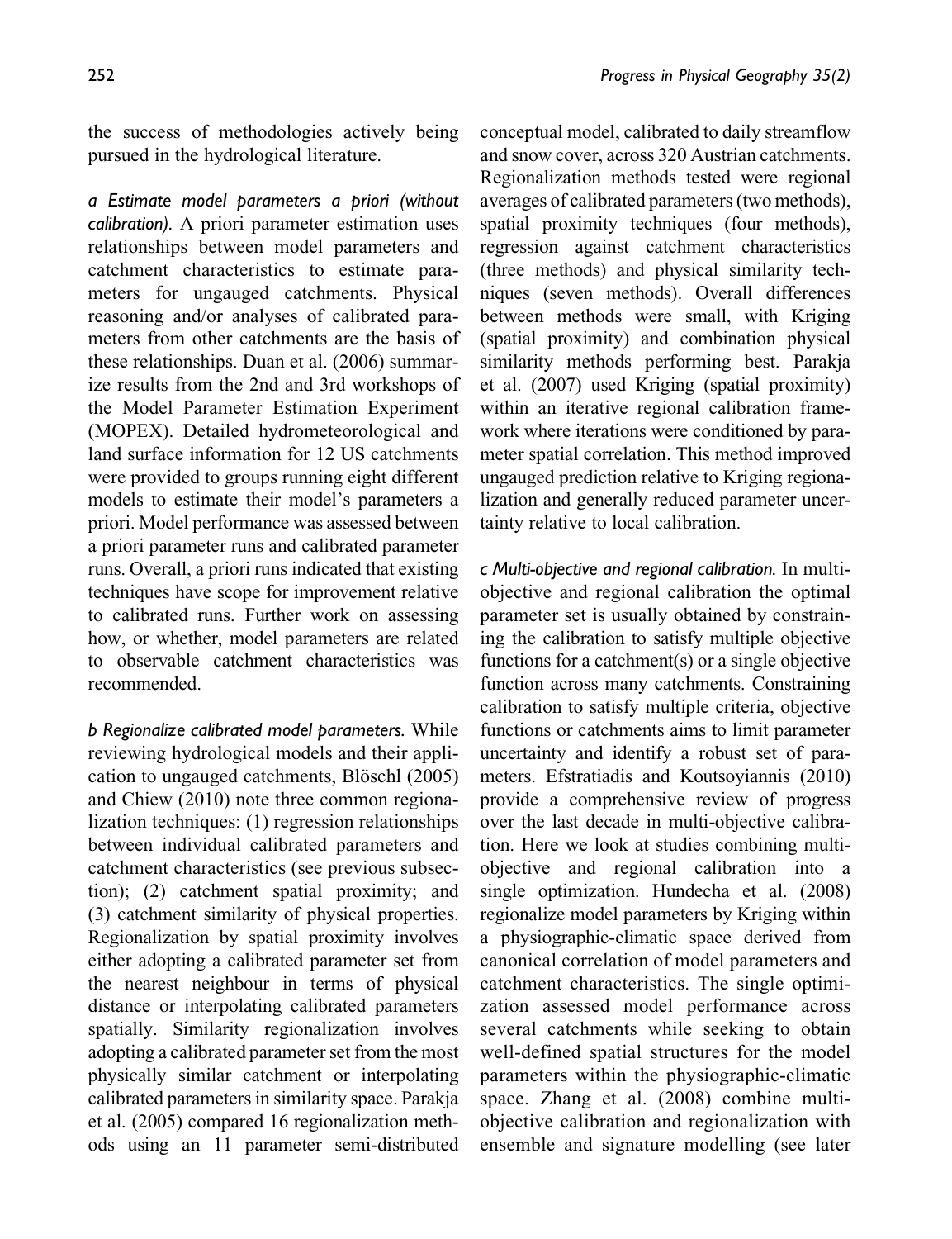the success of methodologies actively being pursued in the hydrological literature.

*a Estimate model parameters a priori (without calibration).* A priori parameter estimation uses relationships between model parameters and catchment characteristics to estimate parameters for ungauged catchments. Physical reasoning and/or analyses of calibrated parameters from other catchments are the basis of these relationships. Duan et al. (2006) summarize results from the 2nd and 3rd workshops of the Model Parameter Estimation Experiment (MOPEX). Detailed hydrometeorological and land surface information for 12 US catchments were provided to groups running eight different models to estimate their model's parameters a priori. Model performance was assessed between a priori parameter runs and calibrated parameter runs. Overall, a priori runs indicated that existing techniques have scope for improvement relative to calibrated runs. Further work on assessing how, or whether, model parameters are related to observable catchment characteristics was recommended.

*b Regionalize calibrated model parameters.* While reviewing hydrological models and their application to ungauged catchments, Blöschl (2005) and Chiew (2010) note three common regionalization techniques: (1) regression relationships between individual calibrated parameters and catchment characteristics (see previous subsection); (2) catchment spatial proximity; and (3) catchment similarity of physical properties. Regionalization by spatial proximity involves either adopting a calibrated parameter set from the nearest neighbour in terms of physical distance or interpolating calibrated parameters spatially. Similarity regionalization involves adopting a calibrated parameter set from the most physically similar catchment or interpolating calibrated parameters in similarity space. Parakja et al. (2005) compared 16 regionalization methods using an 11 parameter semi-distributed conceptual model, calibrated to daily streamflow and snow cover, across 320 Austrian catchments. Regionalization methods tested were regional averages of calibrated parameters (two methods), spatial proximity techniques (four methods), regression against catchment characteristics (three methods) and physical similarity techniques (seven methods). Overall differences between methods were small, with Kriging (spatial proximity) and combination physical similarity methods performing best. Parakja et al. (2007) used Kriging (spatial proximity) within an iterative regional calibration framework where iterations were conditioned by parameter spatial correlation. This method improved ungauged prediction relative to Kriging regionalization and generally reduced parameter uncertainty relative to local calibration.

*c Multi-objective and regional calibration.* In multi-objective and regional calibration the optimal parameter set is usually obtained by constraining the calibration to satisfy multiple objective functions for a catchment(s) or a single objective function across many catchments. Constraining calibration to satisfy multiple criteria, objective functions or catchments aims to limit parameter uncertainty and identify a robust set of parameters. Efstratiadis and Koutsoyiannis (2010) provide a comprehensive review of progress over the last decade in multi-objective calibration. Here we look at studies combining multi-objective and regional calibration into a single optimization. Hundecha et al. (2008) regionalize model parameters by Kriging within a physiographic-climatic space derived from canonical correlation of model parameters and catchment characteristics. The single optimization assessed model performance across several catchments while seeking to obtain well-defined spatial structures for the model parameters within the physiographic-climatic space. Zhang et al. (2008) combine multi-objective calibration and regionalization with ensemble and signature modelling (see later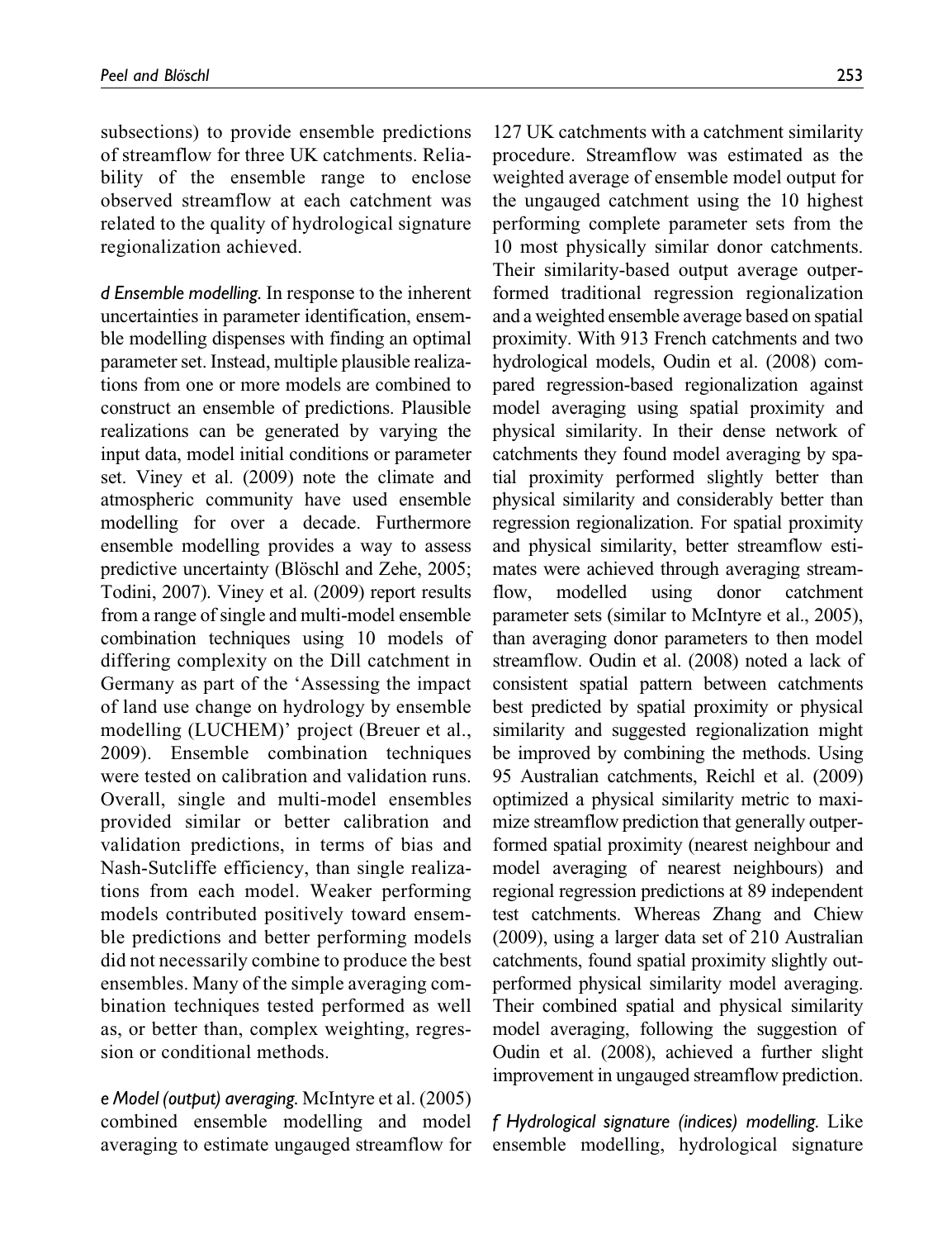subsections) to provide ensemble predictions of streamflow for three UK catchments. Reliability of the ensemble range to enclose observed streamflow at each catchment was related to the quality of hydrological signature regionalization achieved.

*d Ensemble modelling.* In response to the inherent uncertainties in parameter identification, ensemble modelling dispenses with finding an optimal parameter set. Instead, multiple plausible realizations from one or more models are combined to construct an ensemble of predictions. Plausible realizations can be generated by varying the input data, model initial conditions or parameter set. Viney et al. (2009) note the climate and atmospheric community have used ensemble modelling for over a decade. Furthermore ensemble modelling provides a way to assess predictive uncertainty (Blöschl and Zehe, 2005; Todini, 2007). Viney et al. (2009) report results from a range of single and multi-model ensemble combination techniques using 10 models of differing complexity on the Dill catchment in Germany as part of the 'Assessing the impact of land use change on hydrology by ensemble modelling (LUCHEM)' project (Breuer et al., 2009). Ensemble combination techniques were tested on calibration and validation runs. Overall, single and multi-model ensembles provided similar or better calibration and validation predictions, in terms of bias and Nash-Sutcliffe efficiency, than single realizations from each model. Weaker performing models contributed positively toward ensemble predictions and better performing models did not necessarily combine to produce the best ensembles. Many of the simple averaging combination techniques tested performed as well as, or better than, complex weighting, regression or conditional methods.

*e Model (output) averaging.* McIntyre et al. (2005) combined ensemble modelling and model averaging to estimate ungauged streamflow for 127 UK catchments with a catchment similarity procedure. Streamflow was estimated as the weighted average of ensemble model output for the ungauged catchment using the 10 highest performing complete parameter sets from the 10 most physically similar donor catchments. Their similarity-based output average outperformed traditional regression regionalization and a weighted ensemble average based on spatial proximity. With 913 French catchments and two hydrological models, Oudin et al. (2008) compared regression-based regionalization against model averaging using spatial proximity and physical similarity. In their dense network of catchments they found model averaging by spatial proximity performed slightly better than physical similarity and considerably better than regression regionalization. For spatial proximity and physical similarity, better streamflow estimates were achieved through averaging streamflow, modelled using donor catchment parameter sets (similar to McIntyre et al., 2005), than averaging donor parameters to then model streamflow. Oudin et al. (2008) noted a lack of consistent spatial pattern between catchments best predicted by spatial proximity or physical similarity and suggested regionalization might be improved by combining the methods. Using 95 Australian catchments, Reichl et al. (2009) optimized a physical similarity metric to maximize streamflow prediction that generally outperformed spatial proximity (nearest neighbour and model averaging of nearest neighbours) and regional regression predictions at 89 independent test catchments. Whereas Zhang and Chiew (2009), using a larger data set of 210 Australian catchments, found spatial proximity slightly outperformed physical similarity model averaging. Their combined spatial and physical similarity model averaging, following the suggestion of Oudin et al. (2008), achieved a further slight improvement in ungauged streamflow prediction.

*f Hydrological signature (indices) modelling.* Like ensemble modelling, hydrological signature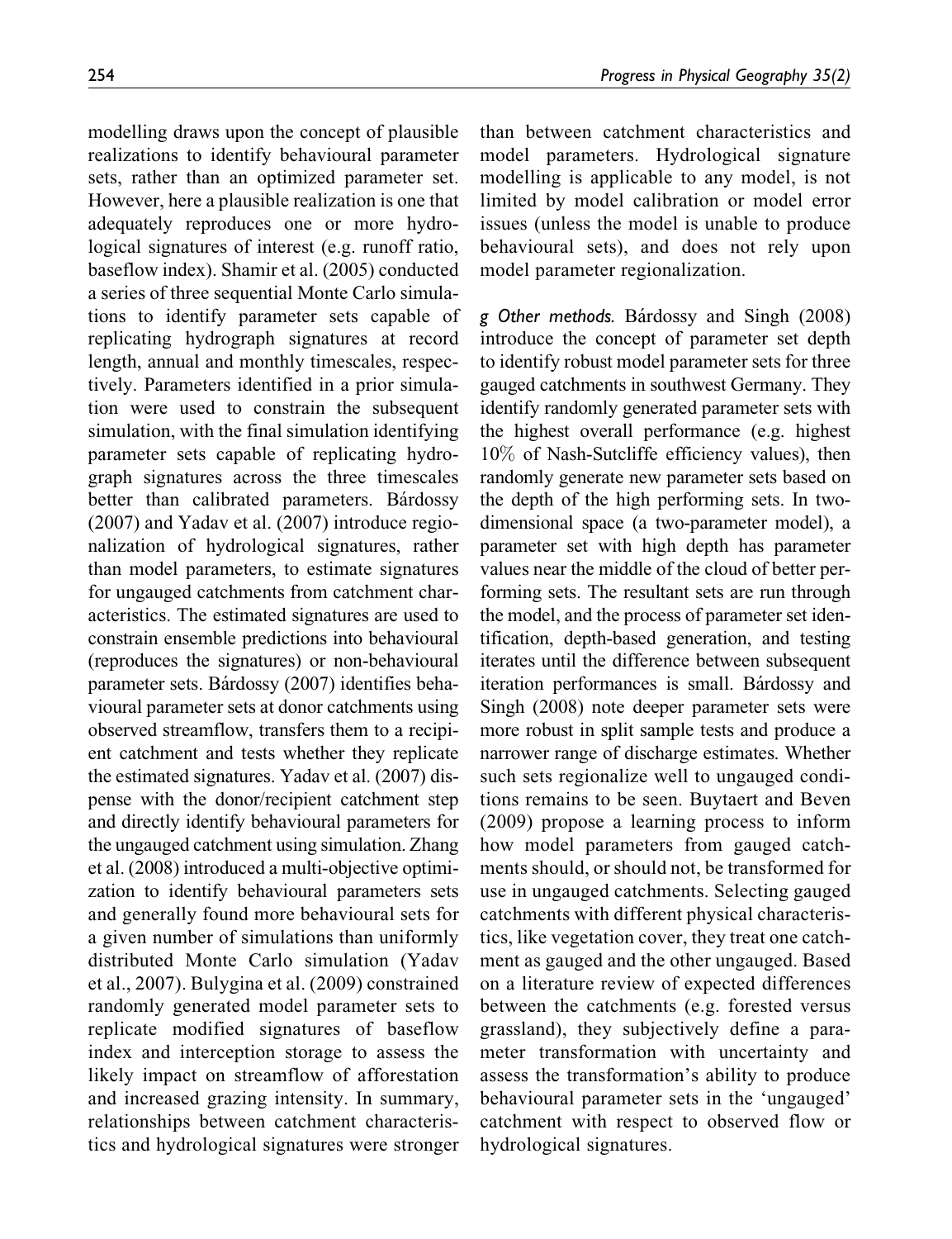modelling draws upon the concept of plausible realizations to identify behavioural parameter sets, rather than an optimized parameter set. However, here a plausible realization is one that adequately reproduces one or more hydrological signatures of interest (e.g. runoff ratio, baseflow index). Shamir et al. (2005) conducted a series of three sequential Monte Carlo simulations to identify parameter sets capable of replicating hydrograph signatures at record length, annual and monthly timescales, respectively. Parameters identified in a prior simulation were used to constrain the subsequent simulation, with the final simulation identifying parameter sets capable of replicating hydrograph signatures across the three timescales better than calibrated parameters. Bárdossy (2007) and Yadav et al. (2007) introduce regionalization of hydrological signatures, rather than model parameters, to estimate signatures for ungauged catchments from catchment characteristics. The estimated signatures are used to constrain ensemble predictions into behavioural (reproduces the signatures) or non-behavioural parameter sets. Bárdossy (2007) identifies behavioural parameter sets at donor catchments using observed streamflow, transfers them to a recipient catchment and tests whether they replicate the estimated signatures. Yadav et al. (2007) dispense with the donor/recipient catchment step and directly identify behavioural parameters for the ungauged catchment using simulation. Zhang et al. (2008) introduced a multi-objective optimization to identify behavioural parameters sets and generally found more behavioural sets for a given number of simulations than uniformly distributed Monte Carlo simulation (Yadav et al., 2007). Bulygina et al. (2009) constrained randomly generated model parameter sets to replicate modified signatures of baseflow index and interception storage to assess the likely impact on streamflow of afforestation and increased grazing intensity. In summary, relationships between catchment characteristics and hydrological signatures were stronger than between catchment characteristics and model parameters. Hydrological signature modelling is applicable to any model, is not limited by model calibration or model error issues (unless the model is unable to produce behavioural sets), and does not rely upon model parameter regionalization.

*g Other methods.* Bárdossy and Singh (2008) introduce the concept of parameter set depth to identify robust model parameter sets for three gauged catchments in southwest Germany. They identify randomly generated parameter sets with the highest overall performance (e.g. highest 10% of Nash-Sutcliffe efficiency values), then randomly generate new parameter sets based on the depth of the high performing sets. In two-dimensional space (a two-parameter model), a parameter set with high depth has parameter values near the middle of the cloud of better performing sets. The resultant sets are run through the model, and the process of parameter set identification, depth-based generation, and testing iterates until the difference between subsequent iteration performances is small. Bárdossy and Singh (2008) note deeper parameter sets were more robust in split sample tests and produce a narrower range of discharge estimates. Whether such sets regionalize well to ungauged conditions remains to be seen. Buytaert and Beven (2009) propose a learning process to inform how model parameters from gauged catchments should, or should not, be transformed for use in ungauged catchments. Selecting gauged catchments with different physical characteristics, like vegetation cover, they treat one catchment as gauged and the other ungauged. Based on a literature review of expected differences between the catchments (e.g. forested versus grassland), they subjectively define a parameter transformation with uncertainty and assess the transformation's ability to produce behavioural parameter sets in the 'ungauged' catchment with respect to observed flow or hydrological signatures.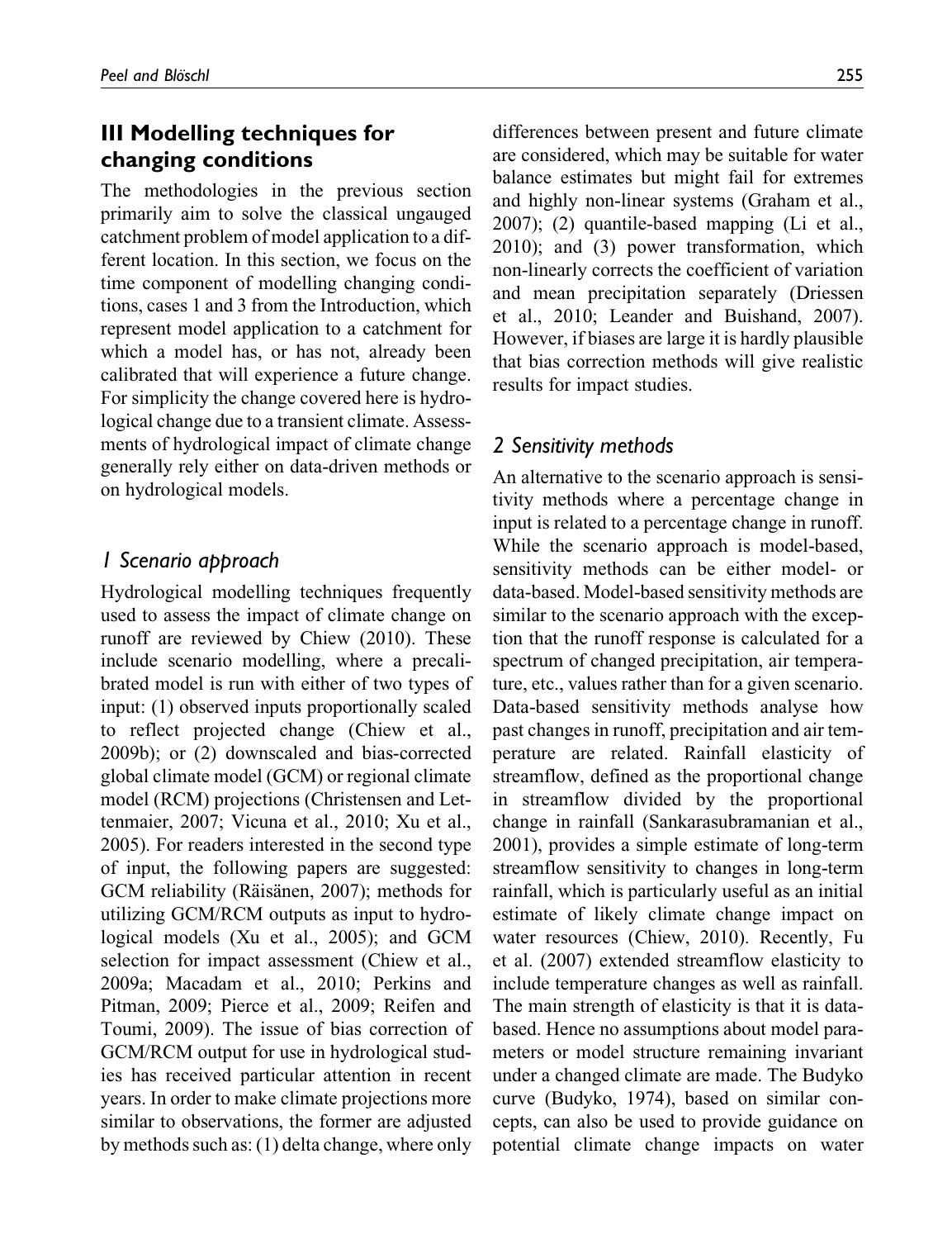## III Modelling techniques for changing conditions

The methodologies in the previous section primarily aim to solve the classical ungauged catchment problem of model application to a different location. In this section, we focus on the time component of modelling changing conditions, cases 1 and 3 from the Introduction, which represent model application to a catchment for which a model has, or has not, already been calibrated that will experience a future change. For simplicity the change covered here is hydrological change due to a transient climate. Assessments of hydrological impact of climate change generally rely either on data-driven methods or on hydrological models.

### *1 Scenario approach*

Hydrological modelling techniques frequently used to assess the impact of climate change on runoff are reviewed by Chiew (2010). These include scenario modelling, where a precalibrated model is run with either of two types of input: (1) observed inputs proportionally scaled to reflect projected change (Chiew et al., 2009b); or (2) downscaled and bias-corrected global climate model (GCM) or regional climate model (RCM) projections (Christensen and Lettenmaier, 2007; Vicuna et al., 2010; Xu et al., 2005). For readers interested in the second type of input, the following papers are suggested: GCM reliability (Räisänen, 2007); methods for utilizing GCM/RCM outputs as input to hydrological models (Xu et al., 2005); and GCM selection for impact assessment (Chiew et al., 2009a; Macadam et al., 2010; Perkins and Pitman, 2009; Pierce et al., 2009; Reifen and Toumi, 2009). The issue of bias correction of GCM/RCM output for use in hydrological studies has received particular attention in recent years. In order to make climate projections more similar to observations, the former are adjusted by methods such as: (1) delta change, where only differences between present and future climate are considered, which may be suitable for water balance estimates but might fail for extremes and highly non-linear systems (Graham et al., 2007); (2) quantile-based mapping (Li et al., 2010); and (3) power transformation, which non-linearly corrects the coefficient of variation and mean precipitation separately (Driessen et al., 2010; Leander and Buishand, 2007). However, if biases are large it is hardly plausible that bias correction methods will give realistic results for impact studies.

### *2 Sensitivity methods*

An alternative to the scenario approach is sensitivity methods where a percentage change in input is related to a percentage change in runoff. While the scenario approach is model-based, sensitivity methods can be either model- or data-based. Model-based sensitivity methods are similar to the scenario approach with the exception that the runoff response is calculated for a spectrum of changed precipitation, air temperature, etc., values rather than for a given scenario. Data-based sensitivity methods analyse how past changes in runoff, precipitation and air temperature are related. Rainfall elasticity of streamflow, defined as the proportional change in streamflow divided by the proportional change in rainfall (Sankarasubramanian et al., 2001), provides a simple estimate of long-term streamflow sensitivity to changes in long-term rainfall, which is particularly useful as an initial estimate of likely climate change impact on water resources (Chiew, 2010). Recently, Fu et al. (2007) extended streamflow elasticity to include temperature changes as well as rainfall. The main strength of elasticity is that it is data-based. Hence no assumptions about model parameters or model structure remaining invariant under a changed climate are made. The Budyko curve (Budyko, 1974), based on similar concepts, can also be used to provide guidance on potential climate change impacts on water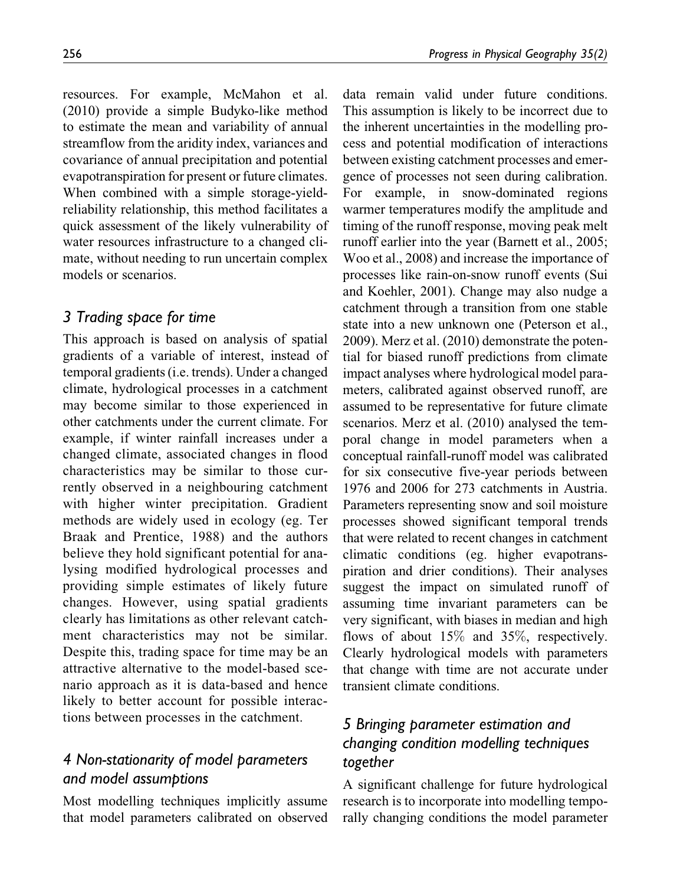resources. For example, McMahon et al. (2010) provide a simple Budyko-like method to estimate the mean and variability of annual streamflow from the aridity index, variances and covariance of annual precipitation and potential evapotranspiration for present or future climates. When combined with a simple storage-yield-reliability relationship, this method facilitates a quick assessment of the likely vulnerability of water resources infrastructure to a changed climate, without needing to run uncertain complex models or scenarios.

## 3 Trading space for time

This approach is based on analysis of spatial gradients of a variable of interest, instead of temporal gradients (i.e. trends). Under a changed climate, hydrological processes in a catchment may become similar to those experienced in other catchments under the current climate. For example, if winter rainfall increases under a changed climate, associated changes in flood characteristics may be similar to those currently observed in a neighbouring catchment with higher winter precipitation. Gradient methods are widely used in ecology (eg. Ter Braak and Prentice, 1988) and the authors believe they hold significant potential for analysing modified hydrological processes and providing simple estimates of likely future changes. However, using spatial gradients clearly has limitations as other relevant catchment characteristics may not be similar. Despite this, trading space for time may be an attractive alternative to the model-based scenario approach as it is data-based and hence likely to better account for possible interactions between processes in the catchment.

## 4 Non-stationarity of model parameters and model assumptions

Most modelling techniques implicitly assume that model parameters calibrated on observed data remain valid under future conditions. This assumption is likely to be incorrect due to the inherent uncertainties in the modelling process and potential modification of interactions between existing catchment processes and emergence of processes not seen during calibration. For example, in snow-dominated regions warmer temperatures modify the amplitude and timing of the runoff response, moving peak melt runoff earlier into the year (Barnett et al., 2005; Woo et al., 2008) and increase the importance of processes like rain-on-snow runoff events (Sui and Koehler, 2001). Change may also nudge a catchment through a transition from one stable state into a new unknown one (Peterson et al., 2009). Merz et al. (2010) demonstrate the potential for biased runoff predictions from climate impact analyses where hydrological model parameters, calibrated against observed runoff, are assumed to be representative for future climate scenarios. Merz et al. (2010) analysed the temporal change in model parameters when a conceptual rainfall-runoff model was calibrated for six consecutive five-year periods between 1976 and 2006 for 273 catchments in Austria. Parameters representing snow and soil moisture processes showed significant temporal trends that were related to recent changes in catchment climatic conditions (eg. higher evapotranspiration and drier conditions). Their analyses suggest the impact on simulated runoff of assuming time invariant parameters can be very significant, with biases in median and high flows of about 15% and 35%, respectively. Clearly hydrological models with parameters that change with time are not accurate under transient climate conditions.

## 5 Bringing parameter estimation and changing condition modelling techniques together

A significant challenge for future hydrological research is to incorporate into modelling temporally changing conditions the model parameter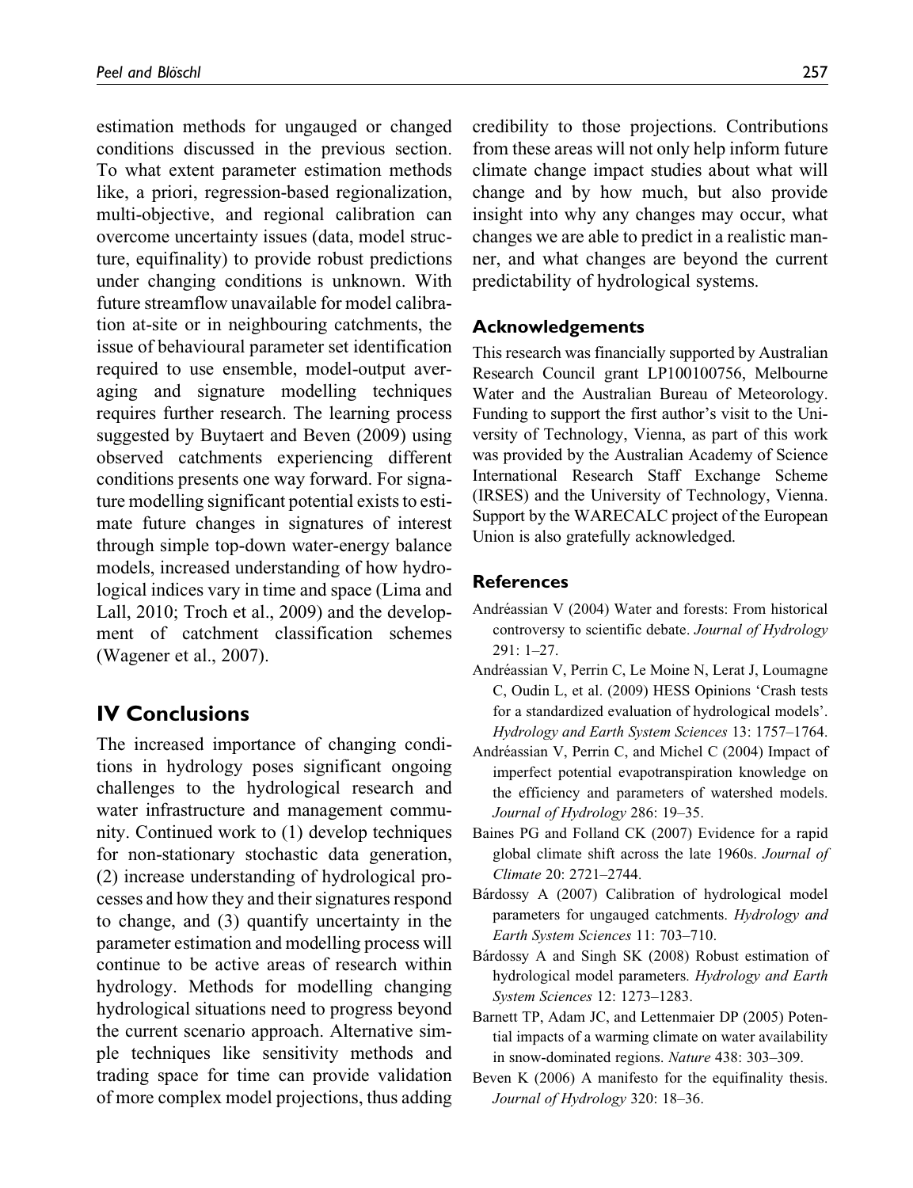estimation methods for ungauged or changed conditions discussed in the previous section. To what extent parameter estimation methods like, a priori, regression-based regionalization, multi-objective, and regional calibration can overcome uncertainty issues (data, model structure, equifinality) to provide robust predictions under changing conditions is unknown. With future streamflow unavailable for model calibration at-site or in neighbouring catchments, the issue of behavioural parameter set identification required to use ensemble, model-output averaging and signature modelling techniques requires further research. The learning process suggested by Buytaert and Beven (2009) using observed catchments experiencing different conditions presents one way forward. For signature modelling significant potential exists to estimate future changes in signatures of interest through simple top-down water-energy balance models, increased understanding of how hydrological indices vary in time and space (Lima and Lall, 2010; Troch et al., 2009) and the development of catchment classification schemes (Wagener et al., 2007).

## IV Conclusions

The increased importance of changing conditions in hydrology poses significant ongoing challenges to the hydrological research and water infrastructure and management community. Continued work to (1) develop techniques for non-stationary stochastic data generation, (2) increase understanding of hydrological processes and how they and their signatures respond to change, and (3) quantify uncertainty in the parameter estimation and modelling process will continue to be active areas of research within hydrology. Methods for modelling changing hydrological situations need to progress beyond the current scenario approach. Alternative simple techniques like sensitivity methods and trading space for time can provide validation of more complex model projections, thus adding credibility to those projections. Contributions from these areas will not only help inform future climate change impact studies about what will change and by how much, but also provide insight into why any changes may occur, what changes we are able to predict in a realistic manner, and what changes are beyond the current predictability of hydrological systems.

### Acknowledgements

This research was financially supported by Australian Research Council grant LP100100756, Melbourne Water and the Australian Bureau of Meteorology. Funding to support the first author's visit to the University of Technology, Vienna, as part of this work was provided by the Australian Academy of Science International Research Staff Exchange Scheme (IRSES) and the University of Technology, Vienna. Support by the WARECALC project of the European Union is also gratefully acknowledged.

### References

Andréassian V (2004) Water and forests: From historical controversy to scientific debate. *Journal of Hydrology* 291: 1–27.

Andréassian V, Perrin C, Le Moine N, Lerat J, Loumagne C, Oudin L, et al. (2009) HESS Opinions 'Crash tests for a standardized evaluation of hydrological models'. *Hydrology and Earth System Sciences* 13: 1757–1764.

Andréassian V, Perrin C, and Michel C (2004) Impact of imperfect potential evapotranspiration knowledge on the efficiency and parameters of watershed models. *Journal of Hydrology* 286: 19–35.

Baines PG and Folland CK (2007) Evidence for a rapid global climate shift across the late 1960s. *Journal of Climate* 20: 2721–2744.

Bárdossy A (2007) Calibration of hydrological model parameters for ungauged catchments. *Hydrology and Earth System Sciences* 11: 703–710.

Bárdossy A and Singh SK (2008) Robust estimation of hydrological model parameters. *Hydrology and Earth System Sciences* 12: 1273–1283.

Barnett TP, Adam JC, and Lettenmaier DP (2005) Potential impacts of a warming climate on water availability in snow-dominated regions. *Nature* 438: 303–309.

Beven K (2006) A manifesto for the equifinality thesis. *Journal of Hydrology* 320: 18–36.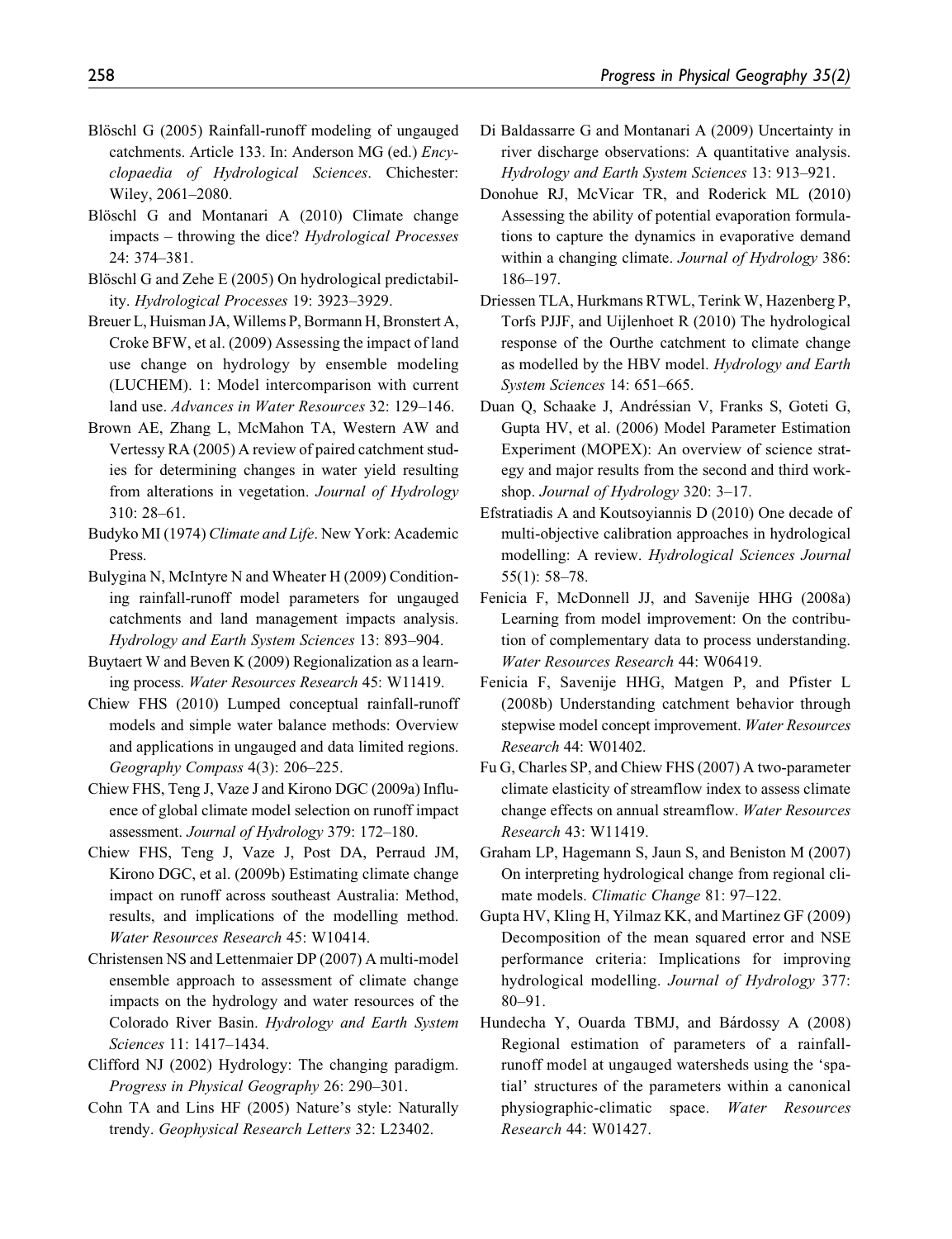Blöschl G (2005) Rainfall-runoff modeling of ungauged catchments. Article 133. In: Anderson MG (ed.) *Encyclopaedia of Hydrological Sciences*. Chichester: Wiley, 2061–2080.

Blöschl G and Montanari A (2010) Climate change impacts – throwing the dice? *Hydrological Processes* 24: 374–381.

Blöschl G and Zehe E (2005) On hydrological predictability. *Hydrological Processes* 19: 3923–3929.

Breuer L, Huisman JA, Willems P, Bormann H, Bronstert A, Croke BFW, et al. (2009) Assessing the impact of land use change on hydrology by ensemble modeling (LUCHEM). 1: Model intercomparison with current land use. *Advances in Water Resources* 32: 129–146.

Brown AE, Zhang L, McMahon TA, Western AW and Vertessy RA (2005) A review of paired catchment studies for determining changes in water yield resulting from alterations in vegetation. *Journal of Hydrology* 310: 28–61.

Budyko MI (1974) *Climate and Life*. New York: Academic Press.

Bulygina N, McIntyre N and Wheater H (2009) Conditioning rainfall-runoff model parameters for ungauged catchments and land management impacts analysis. *Hydrology and Earth System Sciences* 13: 893–904.

Buytaert W and Beven K (2009) Regionalization as a learning process. *Water Resources Research* 45: W11419.

Chiew FHS (2010) Lumped conceptual rainfall-runoff models and simple water balance methods: Overview and applications in ungauged and data limited regions. *Geography Compass* 4(3): 206–225.

Chiew FHS, Teng J, Vaze J and Kirono DGC (2009a) Influence of global climate model selection on runoff impact assessment. *Journal of Hydrology* 379: 172–180.

Chiew FHS, Teng J, Vaze J, Post DA, Perraud JM, Kirono DGC, et al. (2009b) Estimating climate change impact on runoff across southeast Australia: Method, results, and implications of the modelling method. *Water Resources Research* 45: W10414.

Christensen NS and Lettenmaier DP (2007) A multi-model ensemble approach to assessment of climate change impacts on the hydrology and water resources of the Colorado River Basin. *Hydrology and Earth System Sciences* 11: 1417–1434.

Clifford NJ (2002) Hydrology: The changing paradigm. *Progress in Physical Geography* 26: 290–301.

Cohn TA and Lins HF (2005) Nature's style: Naturally trendy. *Geophysical Research Letters* 32: L23402.

Di Baldassarre G and Montanari A (2009) Uncertainty in river discharge observations: A quantitative analysis. *Hydrology and Earth System Sciences* 13: 913–921.

Donohue RJ, McVicar TR, and Roderick ML (2010) Assessing the ability of potential evaporation formulations to capture the dynamics in evaporative demand within a changing climate. *Journal of Hydrology* 386: 186–197.

Driessen TLA, Hurkmans RTWL, Terink W, Hazenberg P, Torfs PJJF, and Uijlenhoet R (2010) The hydrological response of the Ourthe catchment to climate change as modelled by the HBV model. *Hydrology and Earth System Sciences* 14: 651–665.

Duan Q, Schaake J, Andréssian V, Franks S, Goteti G, Gupta HV, et al. (2006) Model Parameter Estimation Experiment (MOPEX): An overview of science strategy and major results from the second and third workshop. *Journal of Hydrology* 320: 3–17.

Efstratiadis A and Koutsoyiannis D (2010) One decade of multi-objective calibration approaches in hydrological modelling: A review. *Hydrological Sciences Journal* 55(1): 58–78.

Fenicia F, McDonnell JJ, and Savenije HHG (2008a) Learning from model improvement: On the contribution of complementary data to process understanding. *Water Resources Research* 44: W06419.

Fenicia F, Savenije HHG, Matgen P, and Pfister L (2008b) Understanding catchment behavior through stepwise model concept improvement. *Water Resources Research* 44: W01402.

Fu G, Charles SP, and Chiew FHS (2007) A two-parameter climate elasticity of streamflow index to assess climate change effects on annual streamflow. *Water Resources Research* 43: W11419.

Graham LP, Hagemann S, Jaun S, and Beniston M (2007) On interpreting hydrological change from regional climate models. *Climatic Change* 81: 97–122.

Gupta HV, Kling H, Yilmaz KK, and Martinez GF (2009) Decomposition of the mean squared error and NSE performance criteria: Implications for improving hydrological modelling. *Journal of Hydrology* 377: 80–91.

Hundecha Y, Ouarda TBMJ, and Bárdossy A (2008) Regional estimation of parameters of a rainfall-runoff model at ungauged watersheds using the 'spatial' structures of the parameters within a canonical physiographic-climatic space. *Water Resources Research* 44: W01427.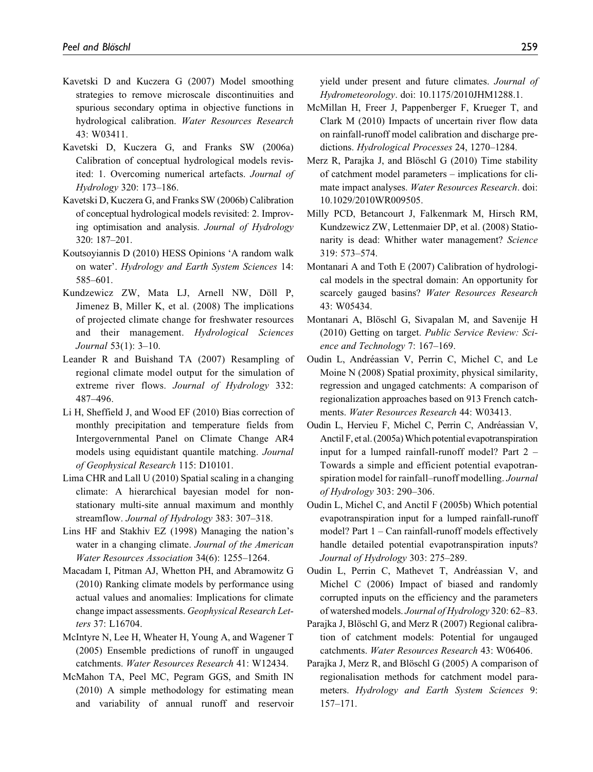Kavetski D and Kuczera G (2007) Model smoothing strategies to remove microscale discontinuities and spurious secondary optima in objective functions in hydrological calibration. *Water Resources Research* 43: W03411.

Kavetski D, Kuczera G, and Franks SW (2006a) Calibration of conceptual hydrological models revisited: 1. Overcoming numerical artefacts. *Journal of Hydrology* 320: 173–186.

Kavetski D, Kuczera G, and Franks SW (2006b) Calibration of conceptual hydrological models revisited: 2. Improving optimisation and analysis. *Journal of Hydrology* 320: 187–201.

Koutsoyiannis D (2010) HESS Opinions 'A random walk on water'. *Hydrology and Earth System Sciences* 14: 585–601.

Kundzewicz ZW, Mata LJ, Arnell NW, Döll P, Jimenez B, Miller K, et al. (2008) The implications of projected climate change for freshwater resources and their management. *Hydrological Sciences Journal* 53(1): 3–10.

Leander R and Buishand TA (2007) Resampling of regional climate model output for the simulation of extreme river flows. *Journal of Hydrology* 332: 487–496.

Li H, Sheffield J, and Wood EF (2010) Bias correction of monthly precipitation and temperature fields from Intergovernmental Panel on Climate Change AR4 models using equidistant quantile matching. *Journal of Geophysical Research* 115: D10101.

Lima CHR and Lall U (2010) Spatial scaling in a changing climate: A hierarchical bayesian model for non-stationary multi-site annual maximum and monthly streamflow. *Journal of Hydrology* 383: 307–318.

Lins HF and Stakhiv EZ (1998) Managing the nation's water in a changing climate. *Journal of the American Water Resources Association* 34(6): 1255–1264.

Macadam I, Pitman AJ, Whetton PH, and Abramowitz G (2010) Ranking climate models by performance using actual values and anomalies: Implications for climate change impact assessments. *Geophysical Research Letters* 37: L16704.

McIntyre N, Lee H, Wheater H, Young A, and Wagener T (2005) Ensemble predictions of runoff in ungauged catchments. *Water Resources Research* 41: W12434.

McMahon TA, Peel MC, Pegram GGS, and Smith IN (2010) A simple methodology for estimating mean and variability of annual runoff and reservoir yield under present and future climates. *Journal of Hydrometeorology*. doi: 10.1175/2010JHM1288.1.

McMillan H, Freer J, Pappenberger F, Krueger T, and Clark M (2010) Impacts of uncertain river flow data on rainfall-runoff model calibration and discharge predictions. *Hydrological Processes* 24, 1270–1284.

Merz R, Parajka J, and Blöschl G (2010) Time stability of catchment model parameters – implications for climate impact analyses. *Water Resources Research*. doi: 10.1029/2010WR009505.

Milly PCD, Betancourt J, Falkenmark M, Hirsch RM, Kundzewicz ZW, Lettenmaier DP, et al. (2008) Stationarity is dead: Whither water management? *Science* 319: 573–574.

Montanari A and Toth E (2007) Calibration of hydrological models in the spectral domain: An opportunity for scarcely gauged basins? *Water Resources Research* 43: W05434.

Montanari A, Blöschl G, Sivapalan M, and Savenije H (2010) Getting on target. *Public Service Review: Science and Technology* 7: 167–169.

Oudin L, Andréassian V, Perrin C, Michel C, and Le Moine N (2008) Spatial proximity, physical similarity, regression and ungaged catchments: A comparison of regionalization approaches based on 913 French catchments. *Water Resources Research* 44: W03413.

Oudin L, Hervieu F, Michel C, Perrin C, Andréassian V, Anctil F, et al. (2005a) Which potential evapotranspiration input for a lumped rainfall-runoff model? Part 2 – Towards a simple and efficient potential evapotranspiration model for rainfall–runoff modelling. *Journal of Hydrology* 303: 290–306.

Oudin L, Michel C, and Anctil F (2005b) Which potential evapotranspiration input for a lumped rainfall-runoff model? Part 1 – Can rainfall-runoff models effectively handle detailed potential evapotranspiration inputs? *Journal of Hydrology* 303: 275–289.

Oudin L, Perrin C, Mathevet T, Andréassian V, and Michel C (2006) Impact of biased and randomly corrupted inputs on the efficiency and the parameters of watershed models. *Journal of Hydrology* 320: 62–83.

Parajka J, Blöschl G, and Merz R (2007) Regional calibration of catchment models: Potential for ungauged catchments. *Water Resources Research* 43: W06406.

Parajka J, Merz R, and Blöschl G (2005) A comparison of regionalisation methods for catchment model parameters. *Hydrology and Earth System Sciences* 9: 157–171.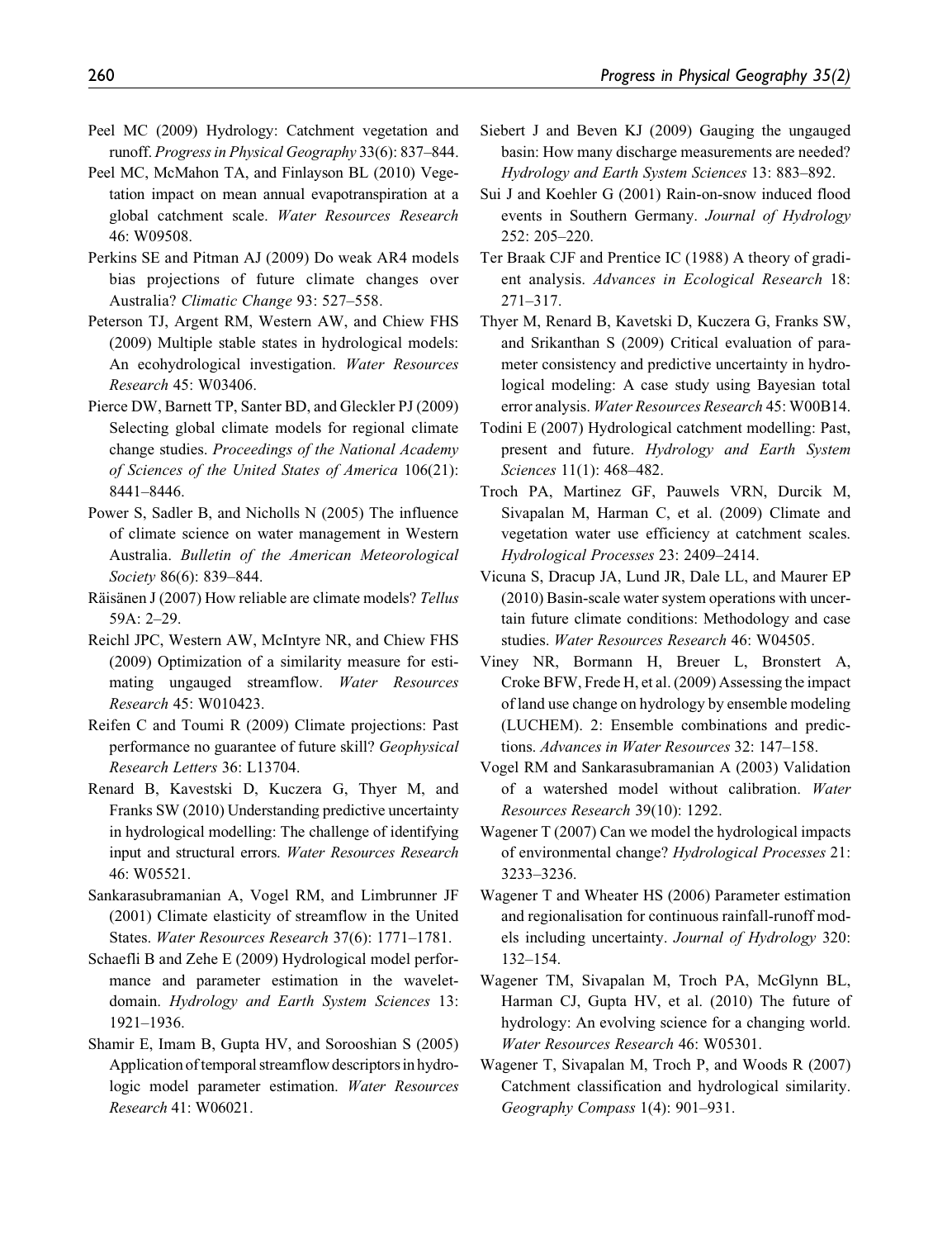Peel MC (2009) Hydrology: Catchment vegetation and runoff. *Progress in Physical Geography* 33(6): 837–844.

Peel MC, McMahon TA, and Finlayson BL (2010) Vegetation impact on mean annual evapotranspiration at a global catchment scale. *Water Resources Research* 46: W09508.

Perkins SE and Pitman AJ (2009) Do weak AR4 models bias projections of future climate changes over Australia? *Climatic Change* 93: 527–558.

Peterson TJ, Argent RM, Western AW, and Chiew FHS (2009) Multiple stable states in hydrological models: An ecohydrological investigation. *Water Resources Research* 45: W03406.

Pierce DW, Barnett TP, Santer BD, and Gleckler PJ (2009) Selecting global climate models for regional climate change studies. *Proceedings of the National Academy of Sciences of the United States of America* 106(21): 8441–8446.

Power S, Sadler B, and Nicholls N (2005) The influence of climate science on water management in Western Australia. *Bulletin of the American Meteorological Society* 86(6): 839–844.

Räisänen J (2007) How reliable are climate models? *Tellus* 59A: 2–29.

Reichl JPC, Western AW, McIntyre NR, and Chiew FHS (2009) Optimization of a similarity measure for estimating ungauged streamflow. *Water Resources Research* 45: W010423.

Reifen C and Toumi R (2009) Climate projections: Past performance no guarantee of future skill? *Geophysical Research Letters* 36: L13704.

Renard B, Kavestski D, Kuczera G, Thyer M, and Franks SW (2010) Understanding predictive uncertainty in hydrological modelling: The challenge of identifying input and structural errors. *Water Resources Research* 46: W05521.

Sankarasubramanian A, Vogel RM, and Limbrunner JF (2001) Climate elasticity of streamflow in the United States. *Water Resources Research* 37(6): 1771–1781.

Schaefli B and Zehe E (2009) Hydrological model performance and parameter estimation in the wavelet-domain. *Hydrology and Earth System Sciences* 13: 1921–1936.

Shamir E, Imam B, Gupta HV, and Sorooshian S (2005) Application of temporal streamflow descriptors in hydrologic model parameter estimation. *Water Resources Research* 41: W06021.

Siebert J and Beven KJ (2009) Gauging the ungauged basin: How many discharge measurements are needed? *Hydrology and Earth System Sciences* 13: 883–892.

Sui J and Koehler G (2001) Rain-on-snow induced flood events in Southern Germany. *Journal of Hydrology* 252: 205–220.

Ter Braak CJF and Prentice IC (1988) A theory of gradient analysis. *Advances in Ecological Research* 18: 271–317.

Thyer M, Renard B, Kavetski D, Kuczera G, Franks SW, and Srikanthan S (2009) Critical evaluation of parameter consistency and predictive uncertainty in hydrological modeling: A case study using Bayesian total error analysis. *Water Resources Research* 45: W00B14.

Todini E (2007) Hydrological catchment modelling: Past, present and future. *Hydrology and Earth System Sciences* 11(1): 468–482.

Troch PA, Martinez GF, Pauwels VRN, Durcik M, Sivapalan M, Harman C, et al. (2009) Climate and vegetation water use efficiency at catchment scales. *Hydrological Processes* 23: 2409–2414.

Vicuna S, Dracup JA, Lund JR, Dale LL, and Maurer EP (2010) Basin-scale water system operations with uncertain future climate conditions: Methodology and case studies. *Water Resources Research* 46: W04505.

Viney NR, Bormann H, Breuer L, Bronstert A, Croke BFW, Frede H, et al. (2009) Assessing the impact of land use change on hydrology by ensemble modeling (LUCHEM). 2: Ensemble combinations and predictions. *Advances in Water Resources* 32: 147–158.

Vogel RM and Sankarasubramanian A (2003) Validation of a watershed model without calibration. *Water Resources Research* 39(10): 1292.

Wagener T (2007) Can we model the hydrological impacts of environmental change? *Hydrological Processes* 21: 3233–3236.

Wagener T and Wheater HS (2006) Parameter estimation and regionalisation for continuous rainfall-runoff models including uncertainty. *Journal of Hydrology* 320: 132–154.

Wagener TM, Sivapalan M, Troch PA, McGlynn BL, Harman CJ, Gupta HV, et al. (2010) The future of hydrology: An evolving science for a changing world. *Water Resources Research* 46: W05301.

Wagener T, Sivapalan M, Troch P, and Woods R (2007) Catchment classification and hydrological similarity. *Geography Compass* 1(4): 901–931.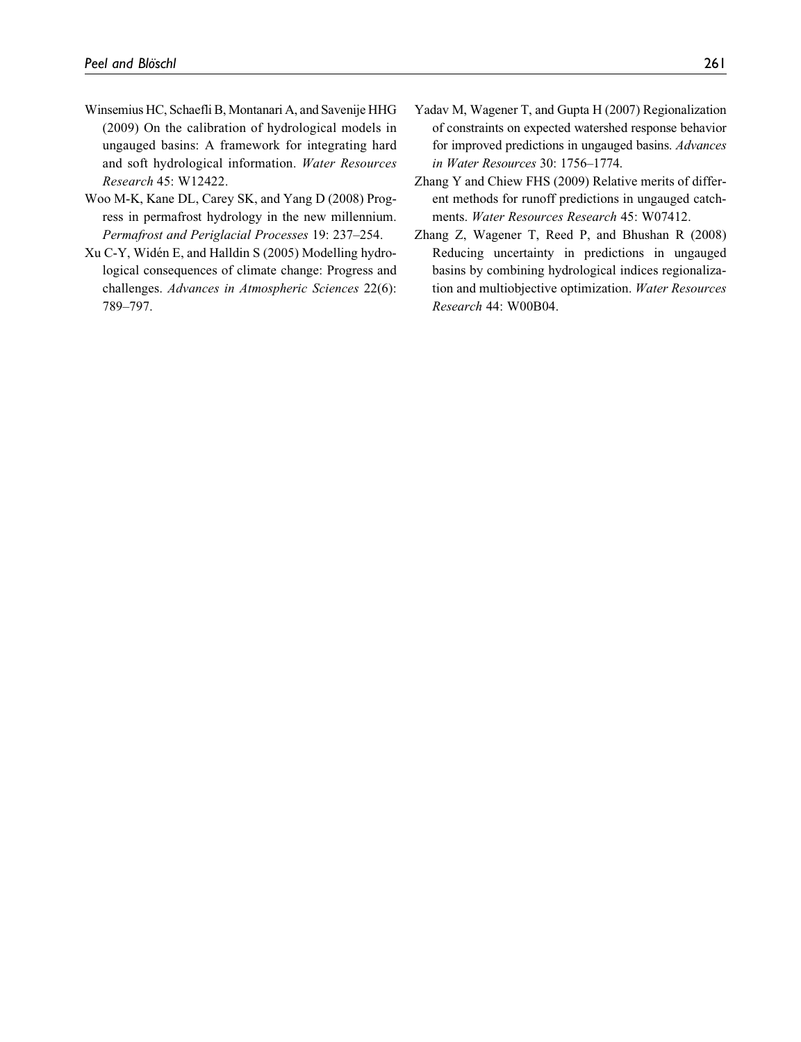Winsemius HC, Schaefli B, Montanari A, and Savenije HHG (2009) On the calibration of hydrological models in ungauged basins: A framework for integrating hard and soft hydrological information. *Water Resources Research* 45: W12422.

Woo M-K, Kane DL, Carey SK, and Yang D (2008) Progress in permafrost hydrology in the new millennium. *Permafrost and Periglacial Processes* 19: 237–254.

Xu C-Y, Widén E, and Halldin S (2005) Modelling hydrological consequences of climate change: Progress and challenges. *Advances in Atmospheric Sciences* 22(6): 789–797.

Yadav M, Wagener T, and Gupta H (2007) Regionalization of constraints on expected watershed response behavior for improved predictions in ungauged basins. *Advances in Water Resources* 30: 1756–1774.

Zhang Y and Chiew FHS (2009) Relative merits of different methods for runoff predictions in ungauged catchments. *Water Resources Research* 45: W07412.

Zhang Z, Wagener T, Reed P, and Bhushan R (2008) Reducing uncertainty in predictions in ungauged basins by combining hydrological indices regionalization and multiobjective optimization. *Water Resources Research* 44: W00B04.